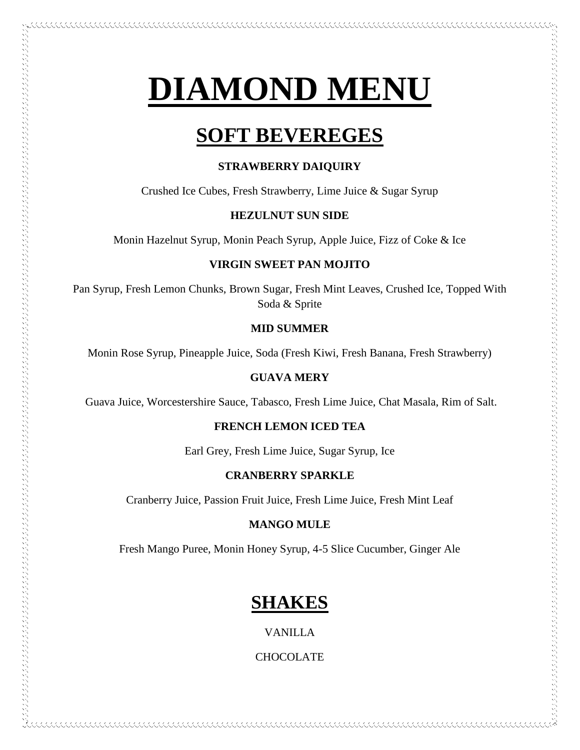# DIAMOND MENU

## SOFT BEVEREGES

**STRAWBERRY DAIQUIRY**

Crushed Ice Cubes, Fresh Strawberry, Lime Juice & Sugar Syrup

**HEZULNUT SUN SIDE**

Monin Hazelnut Syrup, Monin Peach Syrup, Apple Juice, Fizz of Coke & Ice

**VIRGIN SWEET PAN MOJITO**

Pan Syrup, Fresh Lemon Chunks, Brown Sugar, Fresh Mint Leaves, Crushed Ice, Topped With Soda & Sprite

**MID SUMMER**

Monin Rose Syrup, Pineapple Juice, Soda (Fresh Kiwi, Fresh Banana, Fresh Strawberry)

**GUAVA MERY**

Guava Juice, Worcestershire Sauce, Tabasco, Fresh Lime Juice, Chat Masala, Rim of Salt.

**FRENCH LEMON ICED TEA**

Earl Grey, Fresh Lime Juice, Sugar Syrup, Ice

**CRANBERRY SPARKLE**

Cranberry Juice, Passion Fruit Juice, Fresh Lime Juice, Fresh Mint Leaf

**MANGO MULE**

Fresh Mango Puree, Monin Honey Syrup, 4-5 Slice Cucumber, Ginger Ale

## SHAKES

VANILLA

CHOCOLATE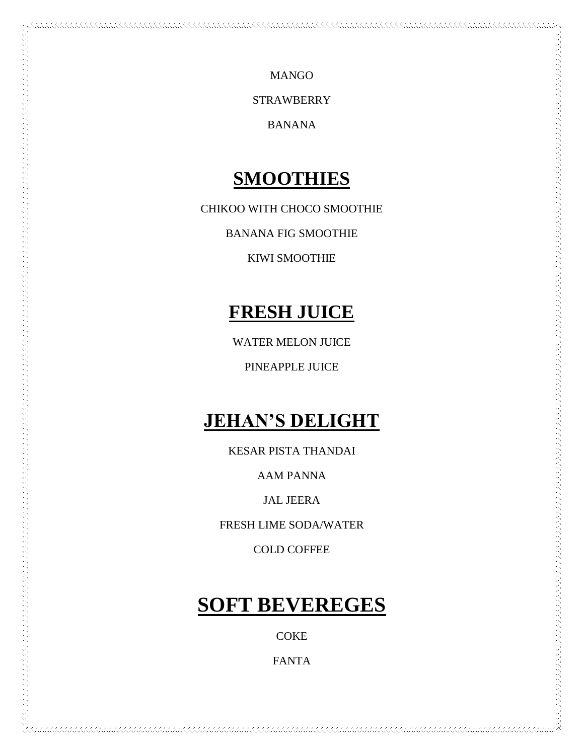MANGO

STRAWBERRY

BANANA

## SMOOTHIES

CHIKOO WITH CHOCO SMOOTHIE

BANANA FIG SMOOTHIE

KIWI SMOOTHIE

## FRESH JUICE

WATER MELON JUICE

PINEAPPLE JUICE

## JEHAN'S DELIGHT

KESAR PISTA THANDAI

AAM PANNA

JAL JEERA

FRESH LIME SODA/WATER

COLD COFFEE

## SOFT BEVEREGES

COKE

FANTA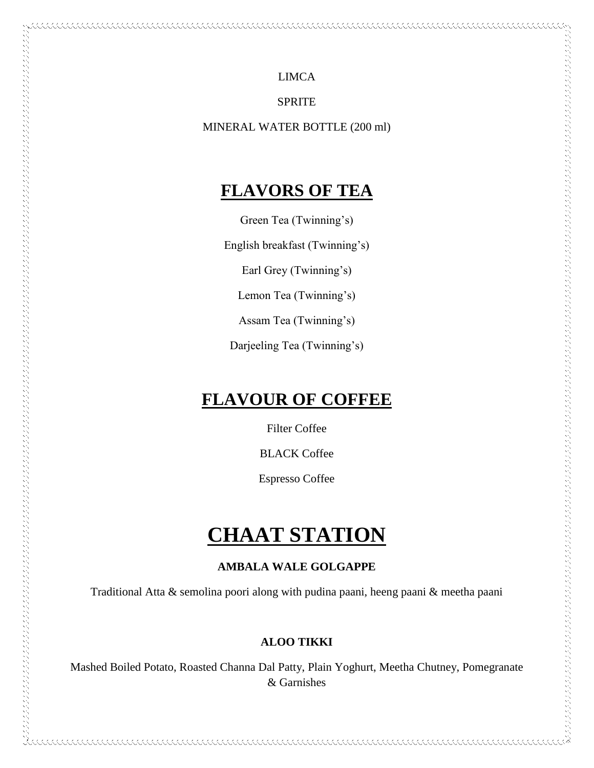LIMCA

SPRITE

MINERAL WATER BOTTLE (200 ml)

## FLAVORS OF TEA

Green Tea (Twinning's)

English breakfast (Twinning's)

Earl Grey (Twinning's)

Lemon Tea (Twinning's)

Assam Tea (Twinning's)

Darjeeling Tea (Twinning's)

## FLAVOUR OF COFFEE

Filter Coffee

BLACK Coffee

Espresso Coffee

# CHAAT STATION

**AMBALA WALE GOLGAPPE**

Traditional Atta & semolina poori along with pudina paani, heeng paani & meetha paani

**ALOO TIKKI**

Mashed Boiled Potato, Roasted Channa Dal Patty, Plain Yoghurt, Meetha Chutney, Pomegranate & Garnishes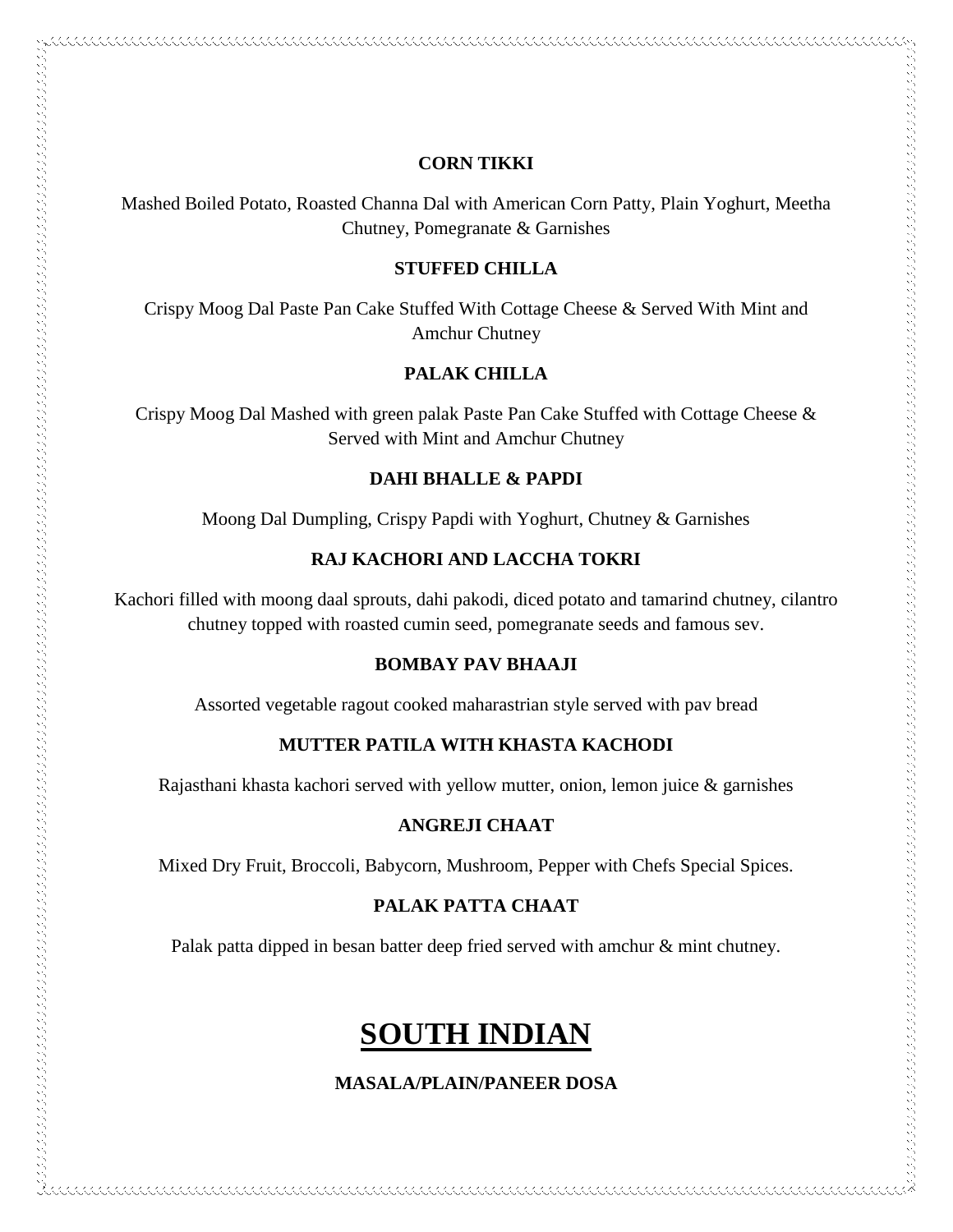### CORN TIKKI

Mashed Boiled Potato, Roasted Channa Dal with American Corn Patty, Plain Yoghurt, Meetha Chutney, Pomegranate & Garnishes

### STUFFED CHILLA

Crispy Moog Dal Paste Pan Cake Stuffed With Cottage Cheese & Served With Mint and Amchur Chutney

### PALAK CHILLA

Crispy Moog Dal Mashed with green palak Paste Pan Cake Stuffed with Cottage Cheese & Served with Mint and Amchur Chutney

### DAHI BHALLE & PAPDI

Moong Dal Dumpling, Crispy Papdi with Yoghurt, Chutney & Garnishes

### RAJ KACHORI AND LACCHA TOKRI

Kachori filled with moong daal sprouts, dahi pakodi, diced potato and tamarind chutney, cilantro chutney topped with roasted cumin seed, pomegranate seeds and famous sev.

### BOMBAY PAV BHAAJI

Assorted vegetable ragout cooked maharastrian style served with pav bread

### MUTTER PATILA WITH KHASTA KACHODI

Rajasthani khasta kachori served with yellow mutter, onion, lemon juice & garnishes

### ANGREJI CHAAT

Mixed Dry Fruit, Broccoli, Babycorn, Mushroom, Pepper with Chefs Special Spices.

### PALAK PATTA CHAAT

Palak patta dipped in besan batter deep fried served with amchur & mint chutney.

## SOUTH INDIAN

### MASALA/PLAIN/PANEER DOSA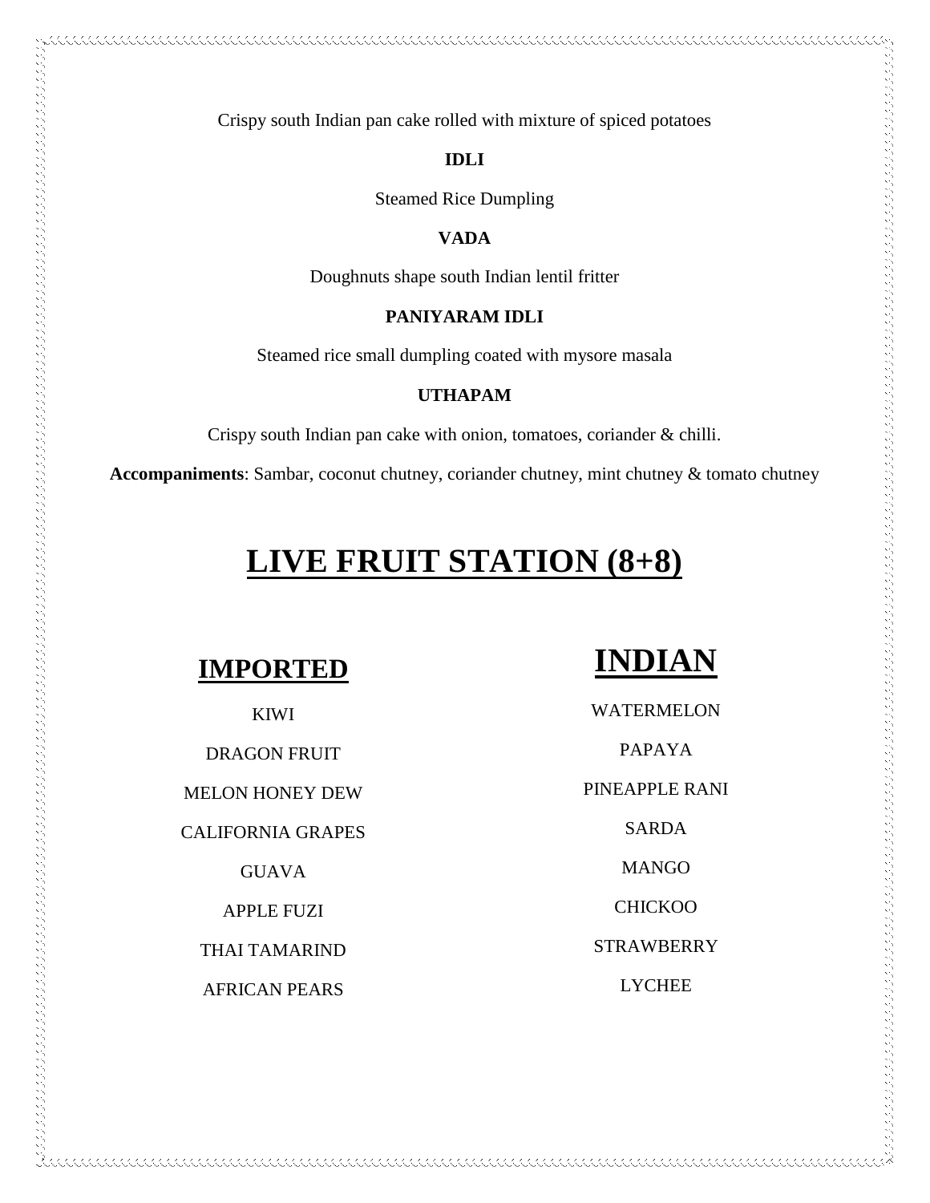Crispy south Indian pan cake rolled with mixture of spiced potatoes

**IDLI**

Steamed Rice Dumpling

**VADA**

Doughnuts shape south Indian lentil fritter

**PANIYARAM IDLI**

Steamed rice small dumpling coated with mysore masala

**UTHAPAM**

Crispy south Indian pan cake with onion, tomatoes, coriander & chilli.

**Accompaniments**: Sambar, coconut chutney, coriander chutney, mint chutney & tomato chutney

# LIVE FRUIT STATION (8+8)

## IMPORTED

KIWI

DRAGON FRUIT

MELON HONEY DEW

CALIFORNIA GRAPES

GUAVA

APPLE FUZI

THAI TAMARIND

AFRICAN PEARS

## INDIAN

WATERMELON

PAPAYA

PINEAPPLE RANI

SARDA

MANGO

CHICKOO

STRAWBERRY

LYCHEE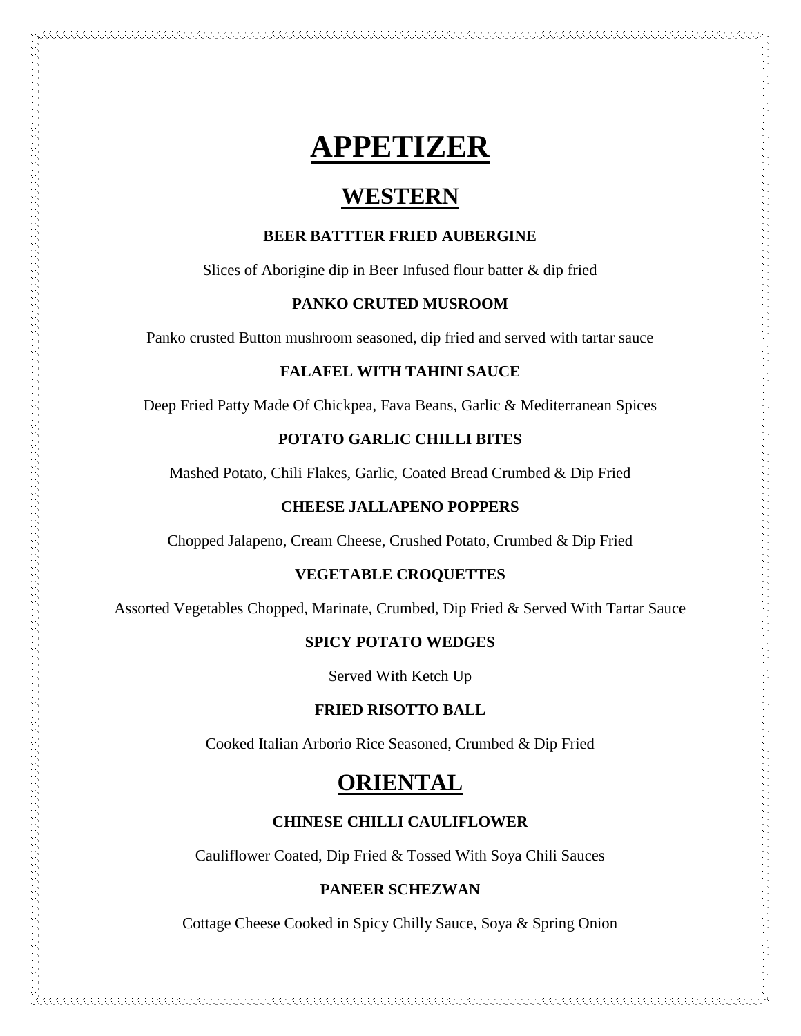# APPETIZER

## WESTERN

**BEER BATTTER FRIED AUBERGINE**

Slices of Aborigine dip in Beer Infused flour batter & dip fried

**PANKO CRUTED MUSROOM**

Panko crusted Button mushroom seasoned, dip fried and served with tartar sauce

**FALAFEL WITH TAHINI SAUCE**

Deep Fried Patty Made Of Chickpea, Fava Beans, Garlic & Mediterranean Spices

**POTATO GARLIC CHILLI BITES**

Mashed Potato, Chili Flakes, Garlic, Coated Bread Crumbed & Dip Fried

**CHEESE JALLAPENO POPPERS**

Chopped Jalapeno, Cream Cheese, Crushed Potato, Crumbed & Dip Fried

**VEGETABLE CROQUETTES**

Assorted Vegetables Chopped, Marinate, Crumbed, Dip Fried & Served With Tartar Sauce

**SPICY POTATO WEDGES**

Served With Ketch Up

**FRIED RISOTTO BALL**

Cooked Italian Arborio Rice Seasoned, Crumbed & Dip Fried

## ORIENTAL

**CHINESE CHILLI CAULIFLOWER**

Cauliflower Coated, Dip Fried & Tossed With Soya Chili Sauces

**PANEER SCHEZWAN**

Cottage Cheese Cooked in Spicy Chilly Sauce, Soya & Spring Onion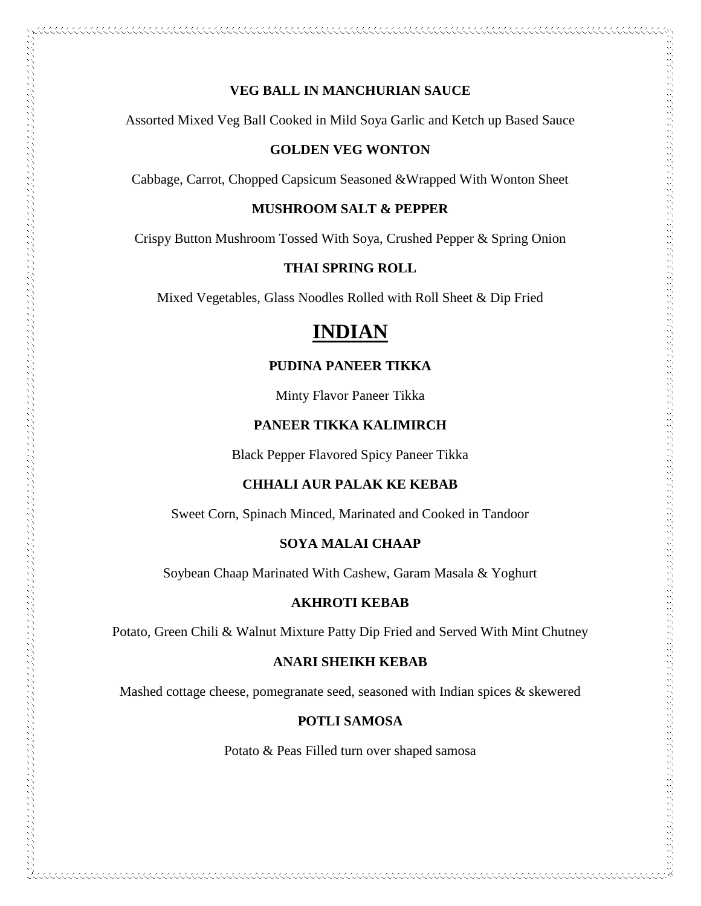**VEG BALL IN MANCHURIAN SAUCE**

Assorted Mixed Veg Ball Cooked in Mild Soya Garlic and Ketch up Based Sauce

**GOLDEN VEG WONTON**

Cabbage, Carrot, Chopped Capsicum Seasoned &Wrapped With Wonton Sheet

**MUSHROOM SALT & PEPPER**

Crispy Button Mushroom Tossed With Soya, Crushed Pepper & Spring Onion

**THAI SPRING ROLL**

Mixed Vegetables, Glass Noodles Rolled with Roll Sheet & Dip Fried

# INDIAN

**PUDINA PANEER TIKKA**

Minty Flavor Paneer Tikka

**PANEER TIKKA KALIMIRCH**

Black Pepper Flavored Spicy Paneer Tikka

**CHHALI AUR PALAK KE KEBAB**

Sweet Corn, Spinach Minced, Marinated and Cooked in Tandoor

**SOYA MALAI CHAAP**

Soybean Chaap Marinated With Cashew, Garam Masala & Yoghurt

**AKHROTI KEBAB**

Potato, Green Chili & Walnut Mixture Patty Dip Fried and Served With Mint Chutney

**ANARI SHEIKH KEBAB**

Mashed cottage cheese, pomegranate seed, seasoned with Indian spices & skewered

**POTLI SAMOSA**

Potato & Peas Filled turn over shaped samosa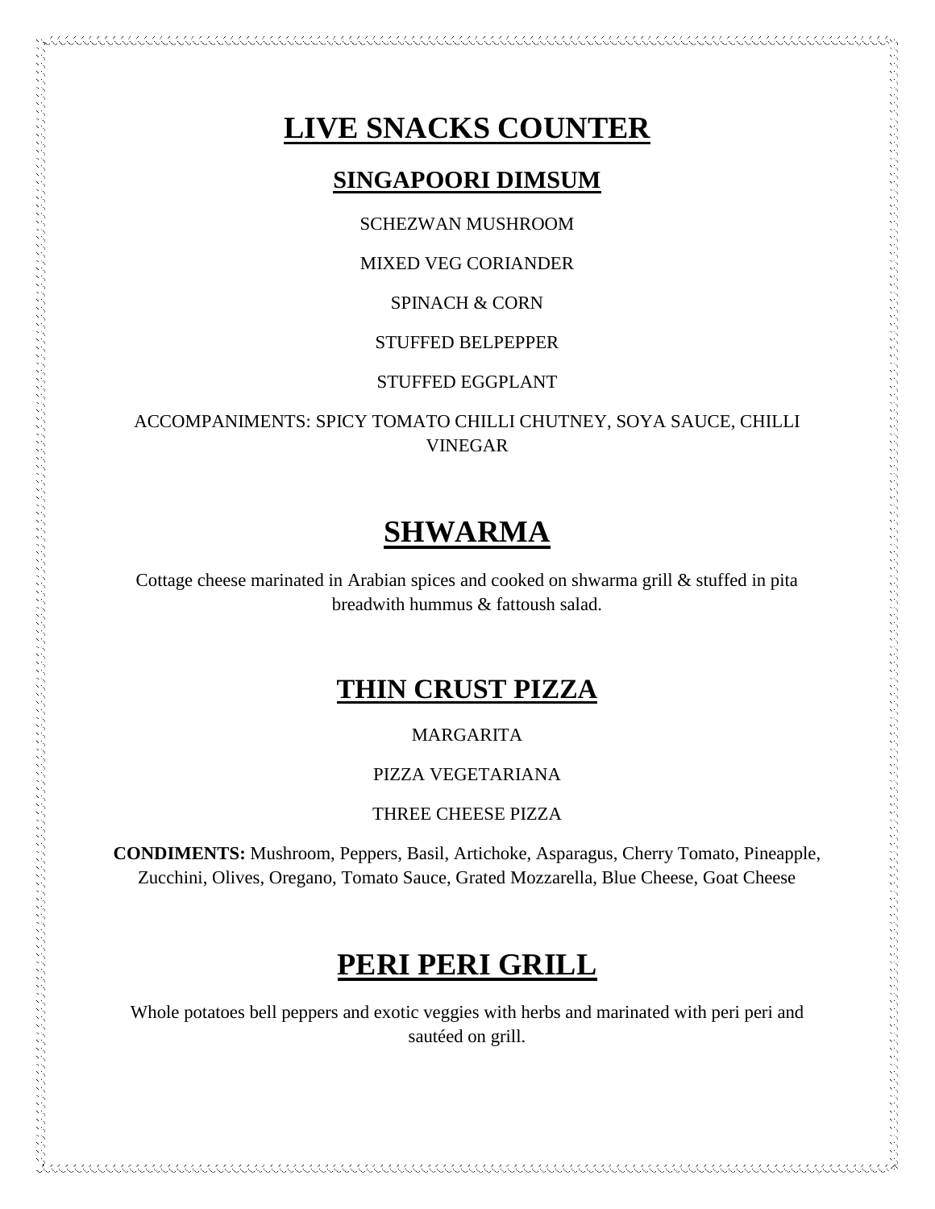# LIVE SNACKS COUNTER

## SINGAPOORI DIMSUM

SCHEZWAN MUSHROOM

MIXED VEG CORIANDER

SPINACH & CORN

STUFFED BELPEPPER

STUFFED EGGPLANT

ACCOMPANIMENTS: SPICY TOMATO CHILLI CHUTNEY, SOYA SAUCE, CHILLI VINEGAR

# SHWARMA

Cottage cheese marinated in Arabian spices and cooked on shwarma grill & stuffed in pita breadwith hummus & fattoush salad.

# THIN CRUST PIZZA

MARGARITA

PIZZA VEGETARIANA

THREE CHEESE PIZZA

**CONDIMENTS:** Mushroom, Peppers, Basil, Artichoke, Asparagus, Cherry Tomato, Pineapple, Zucchini, Olives, Oregano, Tomato Sauce, Grated Mozzarella, Blue Cheese, Goat Cheese

# PERI PERI GRILL

Whole potatoes bell peppers and exotic veggies with herbs and marinated with peri peri and sautéed on grill.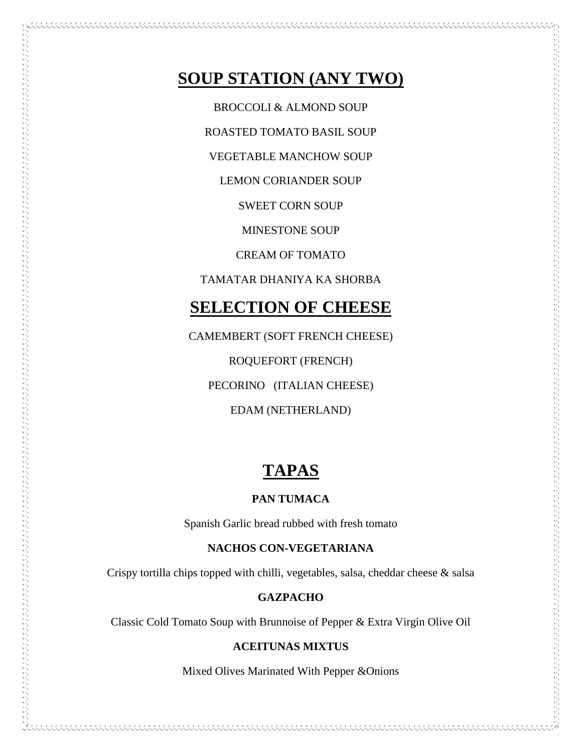## SOUP STATION (ANY TWO)

BROCCOLI & ALMOND SOUP

ROASTED TOMATO BASIL SOUP

VEGETABLE MANCHOW SOUP

LEMON CORIANDER SOUP

SWEET CORN SOUP

MINESTONE SOUP

CREAM OF TOMATO

TAMATAR DHANIYA KA SHORBA

## SELECTION OF CHEESE

CAMEMBERT (SOFT FRENCH CHEESE)

ROQUEFORT (FRENCH)

PECORINO (ITALIAN CHEESE)

EDAM (NETHERLAND)

## TAPAS

**PAN TUMACA**

Spanish Garlic bread rubbed with fresh tomato

**NACHOS CON-VEGETARIANA**

Crispy tortilla chips topped with chilli, vegetables, salsa, cheddar cheese & salsa

**GAZPACHO**

Classic Cold Tomato Soup with Brunnoise of Pepper & Extra Virgin Olive Oil

**ACEITUNAS MIXTUS**

Mixed Olives Marinated With Pepper &Onions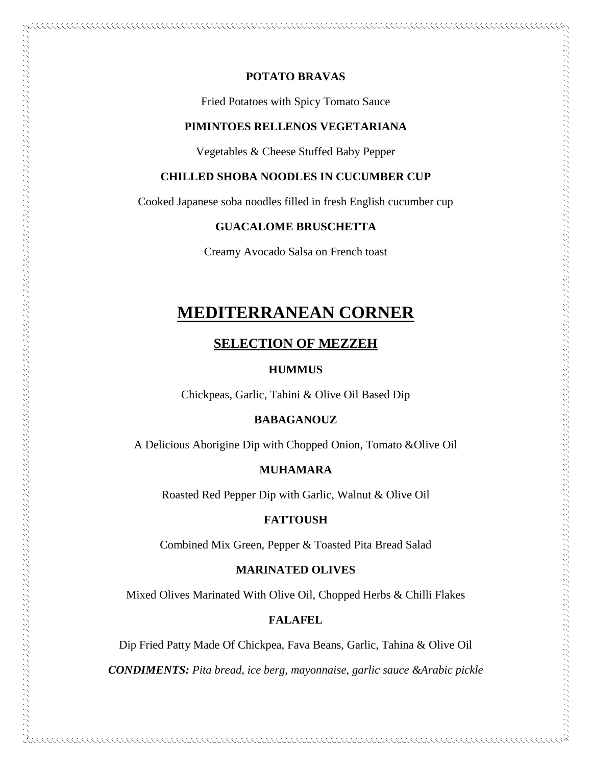**POTATO BRAVAS**

Fried Potatoes with Spicy Tomato Sauce

**PIMINTOES RELLENOS VEGETARIANA**

Vegetables & Cheese Stuffed Baby Pepper

**CHILLED SHOBA NOODLES IN CUCUMBER CUP**

Cooked Japanese soba noodles filled in fresh English cucumber cup

**GUACALOME BRUSCHETTA**

Creamy Avocado Salsa on French toast

# MEDITERRANEAN CORNER

## SELECTION OF MEZZEH

**HUMMUS**

Chickpeas, Garlic, Tahini & Olive Oil Based Dip

**BABAGANOUZ**

A Delicious Aborigine Dip with Chopped Onion, Tomato &Olive Oil

**MUHAMARA**

Roasted Red Pepper Dip with Garlic, Walnut & Olive Oil

**FATTOUSH**

Combined Mix Green, Pepper & Toasted Pita Bread Salad

**MARINATED OLIVES**

Mixed Olives Marinated With Olive Oil, Chopped Herbs & Chilli Flakes

**FALAFEL**

Dip Fried Patty Made Of Chickpea, Fava Beans, Garlic, Tahina & Olive Oil

***CONDIMENTS:*** *Pita bread, ice berg, mayonnaise, garlic sauce &Arabic pickle*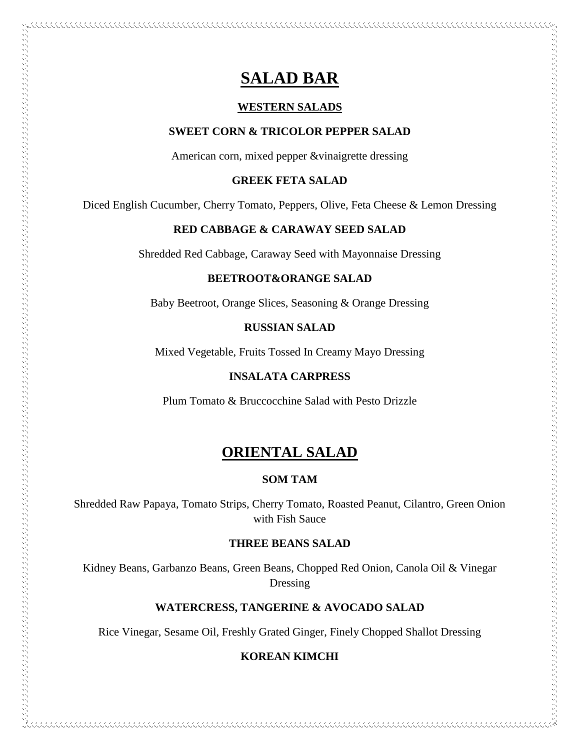# SALAD BAR

## WESTERN SALADS

### SWEET CORN & TRICOLOR PEPPER SALAD

American corn, mixed pepper &vinaigrette dressing

### GREEK FETA SALAD

Diced English Cucumber, Cherry Tomato, Peppers, Olive, Feta Cheese & Lemon Dressing

### RED CABBAGE & CARAWAY SEED SALAD

Shredded Red Cabbage, Caraway Seed with Mayonnaise Dressing

### BEETROOT&ORANGE SALAD

Baby Beetroot, Orange Slices, Seasoning & Orange Dressing

### RUSSIAN SALAD

Mixed Vegetable, Fruits Tossed In Creamy Mayo Dressing

### INSALATA CARPRESS

Plum Tomato & Bruccocchine Salad with Pesto Drizzle

# ORIENTAL SALAD

### SOM TAM

Shredded Raw Papaya, Tomato Strips, Cherry Tomato, Roasted Peanut, Cilantro, Green Onion with Fish Sauce

### THREE BEANS SALAD

Kidney Beans, Garbanzo Beans, Green Beans, Chopped Red Onion, Canola Oil & Vinegar Dressing

### WATERCRESS, TANGERINE & AVOCADO SALAD

Rice Vinegar, Sesame Oil, Freshly Grated Ginger, Finely Chopped Shallot Dressing

### KOREAN KIMCHI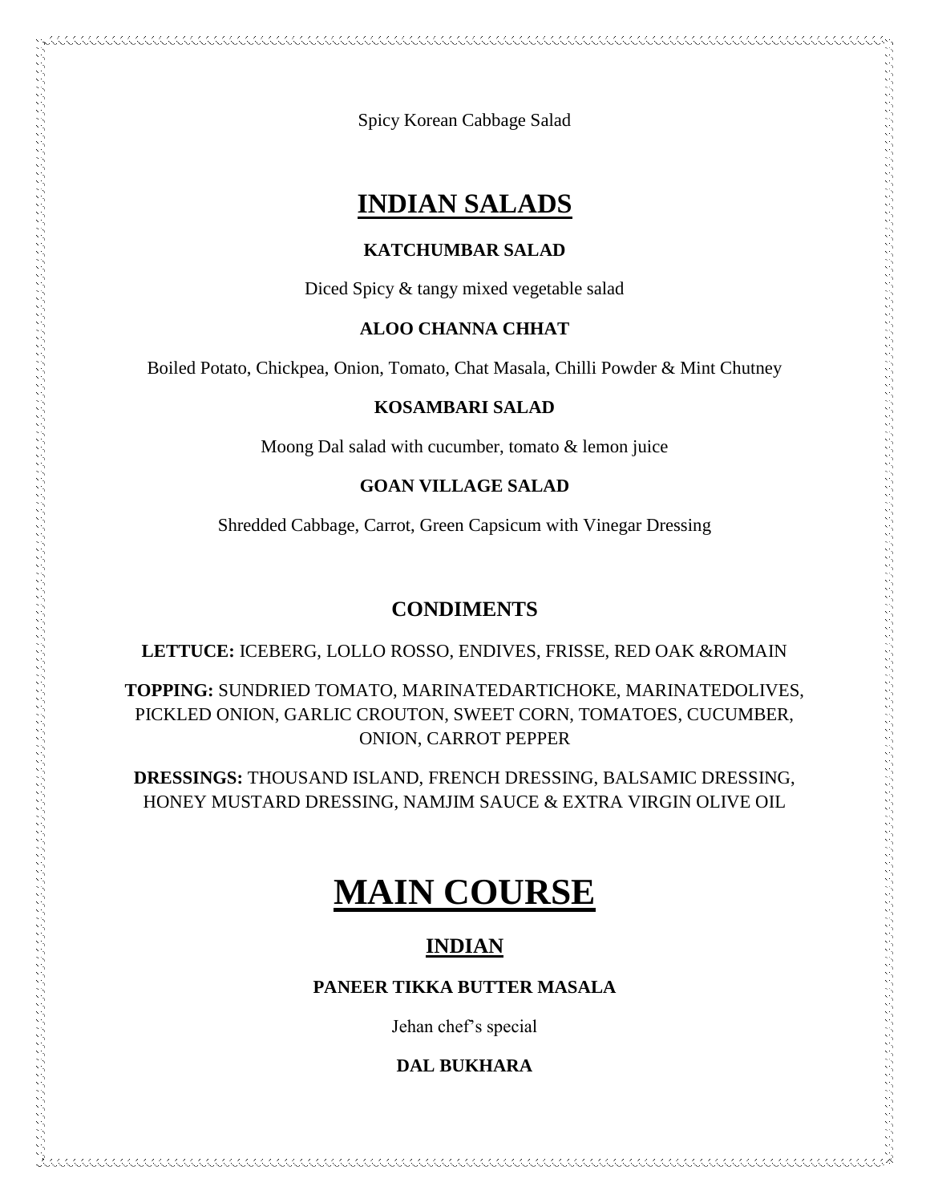Spicy Korean Cabbage Salad

## INDIAN SALADS

**KATCHUMBAR SALAD**

Diced Spicy & tangy mixed vegetable salad

**ALOO CHANNA CHHAT**

Boiled Potato, Chickpea, Onion, Tomato, Chat Masala, Chilli Powder & Mint Chutney

**KOSAMBARI SALAD**

Moong Dal salad with cucumber, tomato & lemon juice

**GOAN VILLAGE SALAD**

Shredded Cabbage, Carrot, Green Capsicum with Vinegar Dressing

### CONDIMENTS

**LETTUCE:** ICEBERG, LOLLO ROSSO, ENDIVES, FRISSE, RED OAK &ROMAIN

**TOPPING:** SUNDRIED TOMATO, MARINATEDARTICHOKE, MARINATEDOLIVES, PICKLED ONION, GARLIC CROUTON, SWEET CORN, TOMATOES, CUCUMBER, ONION, CARROT PEPPER

**DRESSINGS:** THOUSAND ISLAND, FRENCH DRESSING, BALSAMIC DRESSING, HONEY MUSTARD DRESSING, NAMJIM SAUCE & EXTRA VIRGIN OLIVE OIL

# MAIN COURSE

## INDIAN

**PANEER TIKKA BUTTER MASALA**

Jehan chef's special

**DAL BUKHARA**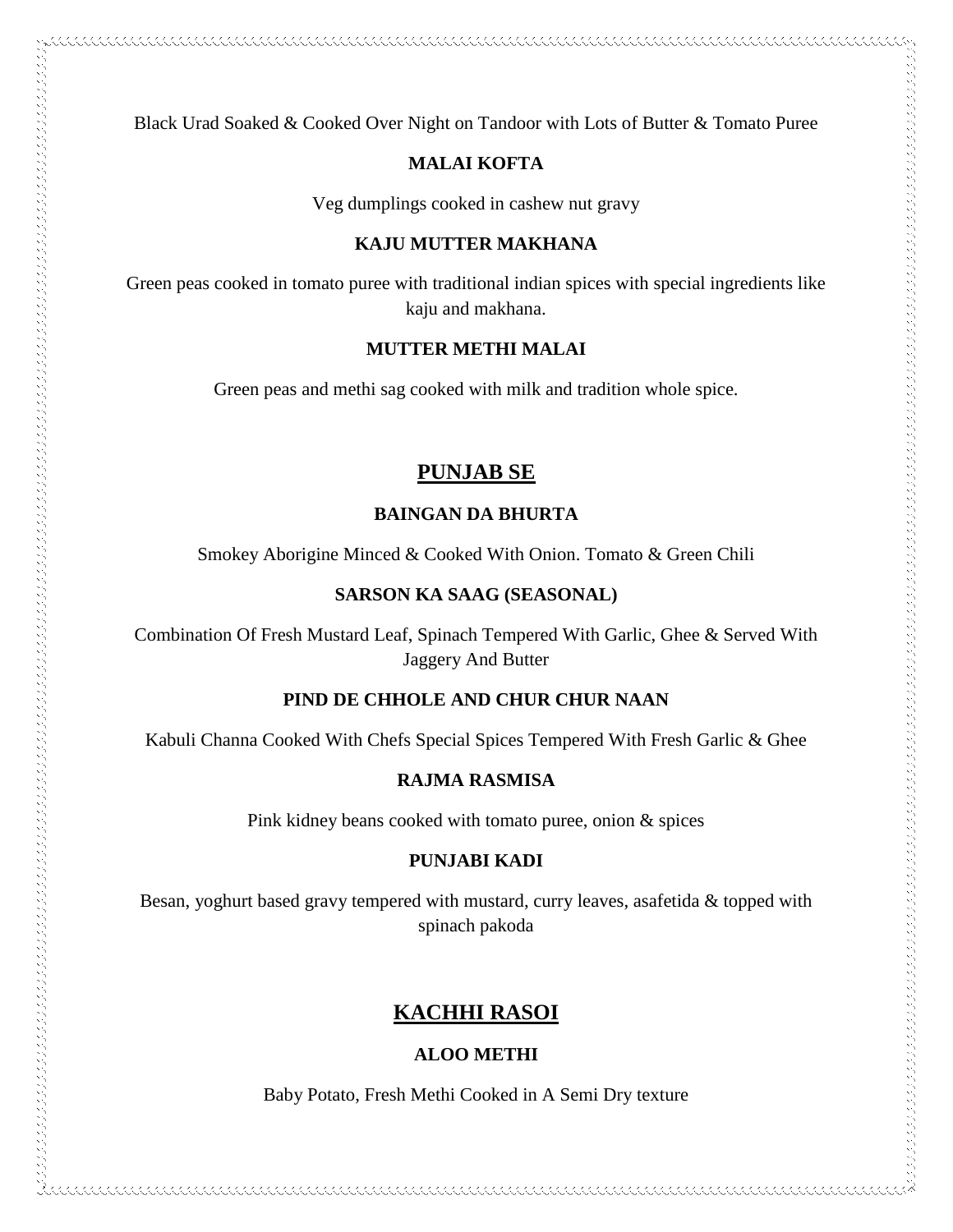Black Urad Soaked & Cooked Over Night on Tandoor with Lots of Butter & Tomato Puree

**MALAI KOFTA**

Veg dumplings cooked in cashew nut gravy

**KAJU MUTTER MAKHANA**

Green peas cooked in tomato puree with traditional indian spices with special ingredients like kaju and makhana.

**MUTTER METHI MALAI**

Green peas and methi sag cooked with milk and tradition whole spice.

## PUNJAB SE

**BAINGAN DA BHURTA**

Smokey Aborigine Minced & Cooked With Onion. Tomato & Green Chili

**SARSON KA SAAG (SEASONAL)**

Combination Of Fresh Mustard Leaf, Spinach Tempered With Garlic, Ghee & Served With Jaggery And Butter

**PIND DE CHHOLE AND CHUR CHUR NAAN**

Kabuli Channa Cooked With Chefs Special Spices Tempered With Fresh Garlic & Ghee

**RAJMA RASMISA**

Pink kidney beans cooked with tomato puree, onion & spices

**PUNJABI KADI**

Besan, yoghurt based gravy tempered with mustard, curry leaves, asafetida & topped with spinach pakoda

## KACHHI RASOI

**ALOO METHI**

Baby Potato, Fresh Methi Cooked in A Semi Dry texture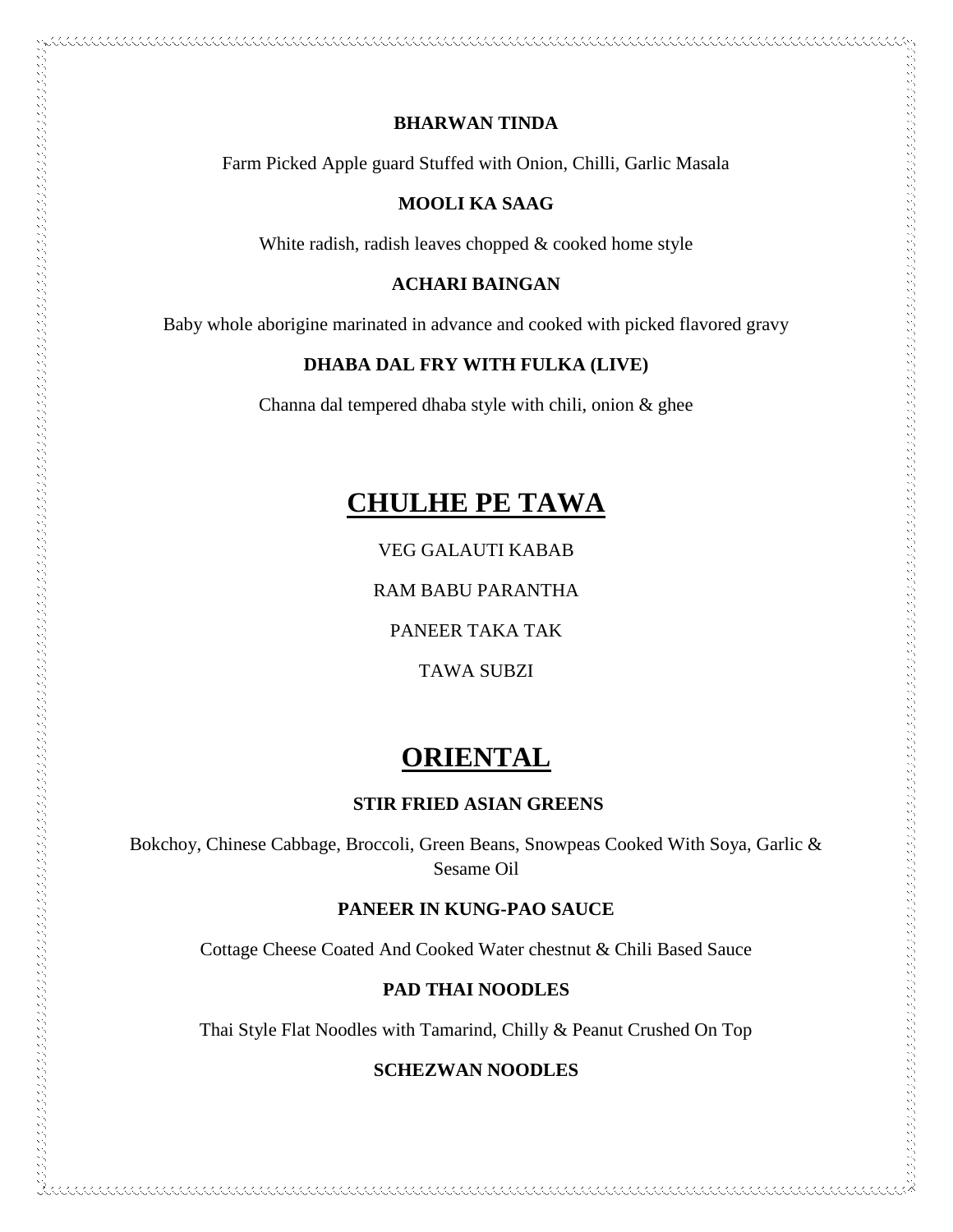**BHARWAN TINDA**

Farm Picked Apple guard Stuffed with Onion, Chilli, Garlic Masala

**MOOLI KA SAAG**

White radish, radish leaves chopped & cooked home style

**ACHARI BAINGAN**

Baby whole aborigine marinated in advance and cooked with picked flavored gravy

**DHABA DAL FRY WITH FULKA (LIVE)**

Channa dal tempered dhaba style with chili, onion & ghee

## CHULHE PE TAWA

VEG GALAUTI KABAB

RAM BABU PARANTHA

PANEER TAKA TAK

TAWA SUBZI

## ORIENTAL

**STIR FRIED ASIAN GREENS**

Bokchoy, Chinese Cabbage, Broccoli, Green Beans, Snowpeas Cooked With Soya, Garlic & Sesame Oil

**PANEER IN KUNG-PAO SAUCE**

Cottage Cheese Coated And Cooked Water chestnut & Chili Based Sauce

**PAD THAI NOODLES**

Thai Style Flat Noodles with Tamarind, Chilly & Peanut Crushed On Top

**SCHEZWAN NOODLES**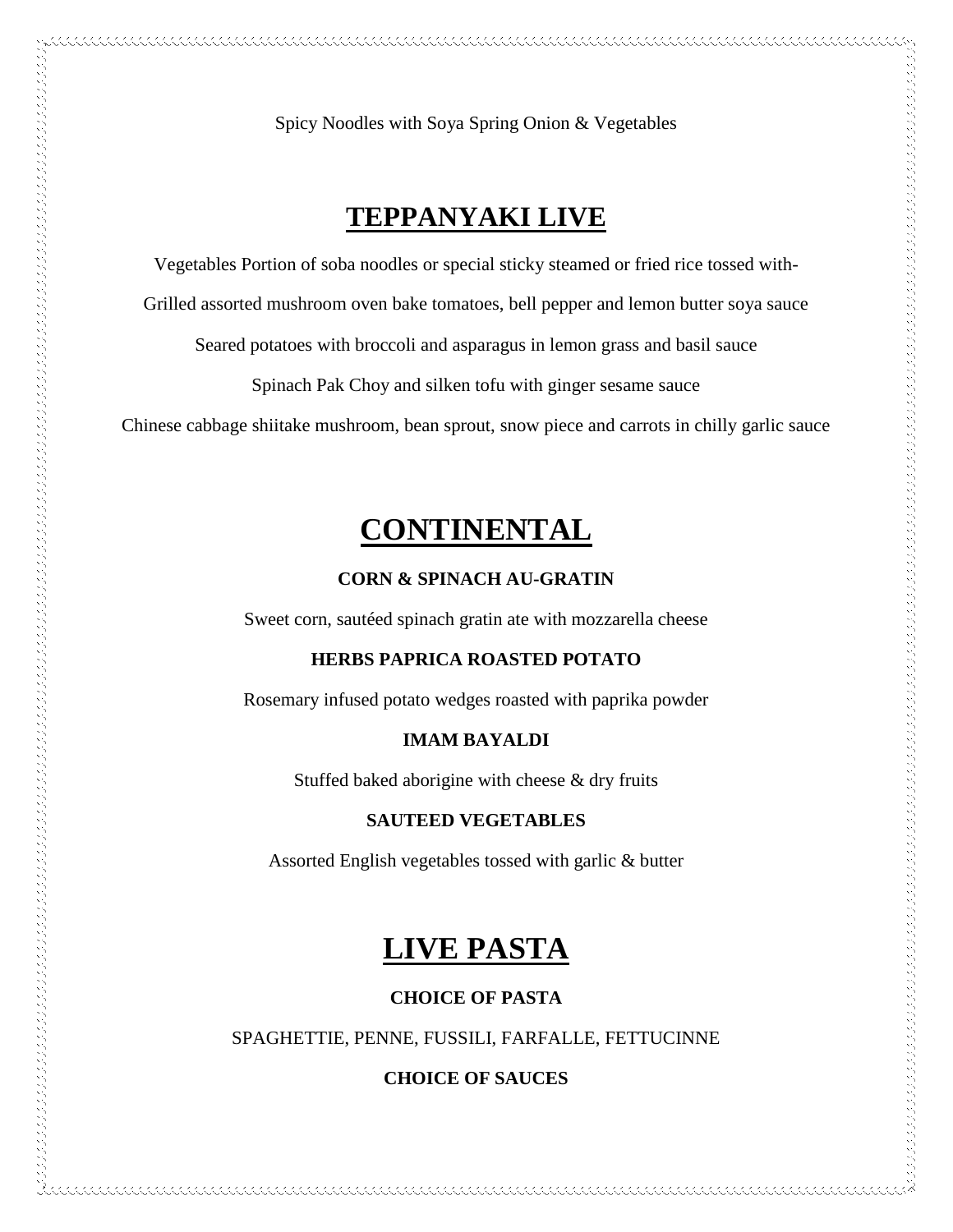Spicy Noodles with Soya Spring Onion & Vegetables

# TEPPANYAKI LIVE

Vegetables Portion of soba noodles or special sticky steamed or fried rice tossed with-

Grilled assorted mushroom oven bake tomatoes, bell pepper and lemon butter soya sauce

Seared potatoes with broccoli and asparagus in lemon grass and basil sauce

Spinach Pak Choy and silken tofu with ginger sesame sauce

Chinese cabbage shiitake mushroom, bean sprout, snow piece and carrots in chilly garlic sauce

# CONTINENTAL

**CORN & SPINACH AU-GRATIN**

Sweet corn, sautéed spinach gratin ate with mozzarella cheese

**HERBS PAPRICA ROASTED POTATO**

Rosemary infused potato wedges roasted with paprika powder

**IMAM BAYALDI**

Stuffed baked aborigine with cheese & dry fruits

**SAUTEED VEGETABLES**

Assorted English vegetables tossed with garlic & butter

# LIVE PASTA

**CHOICE OF PASTA**

SPAGHETTIE, PENNE, FUSSILI, FARFALLE, FETTUCINNE

**CHOICE OF SAUCES**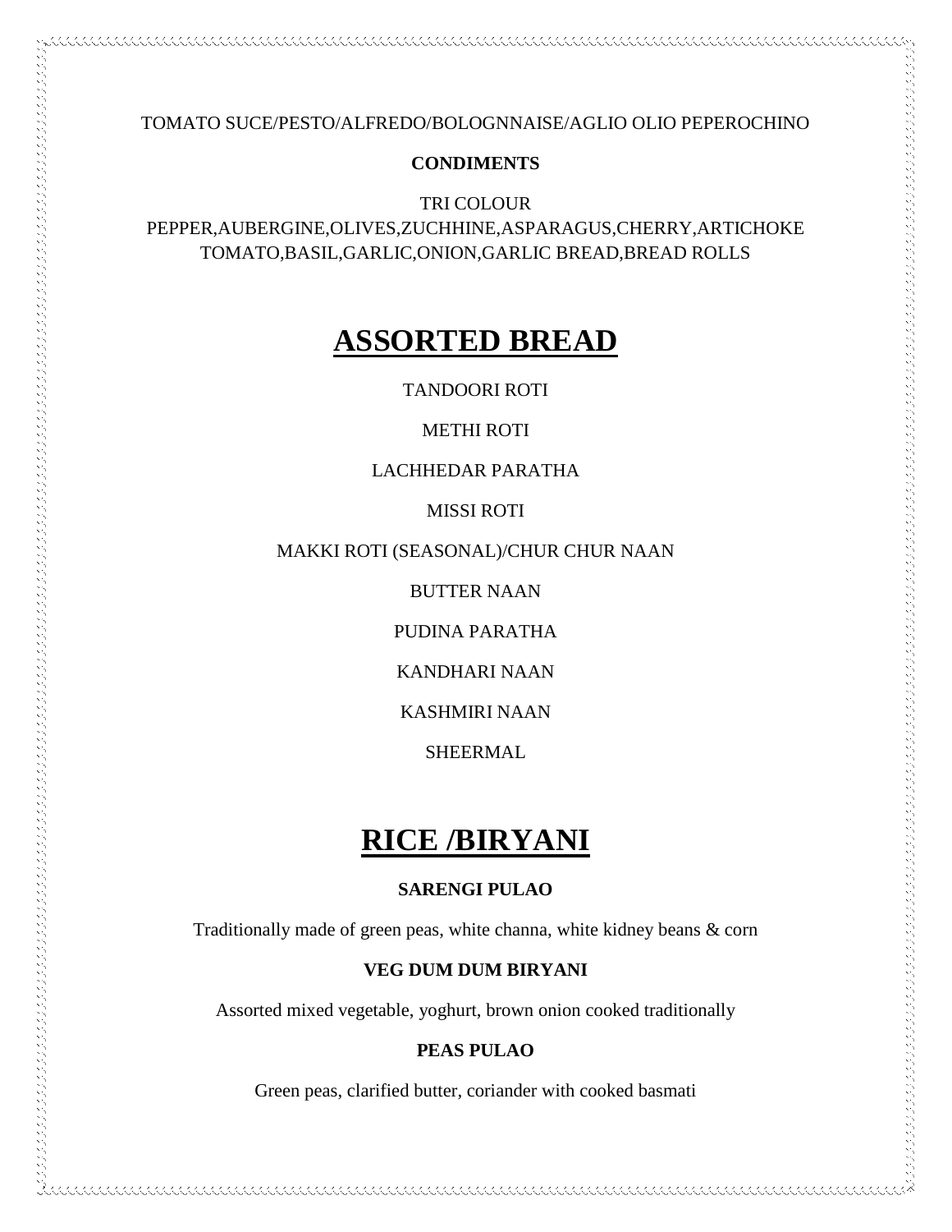TOMATO SUCE/PESTO/ALFREDO/BOLOGNNAISE/AGLIO OLIO PEPEROCHINO

**CONDIMENTS**

TRI COLOUR PEPPER,AUBERGINE,OLIVES,ZUCHHINE,ASPARAGUS,CHERRY,ARTICHOKE TOMATO,BASIL,GARLIC,ONION,GARLIC BREAD,BREAD ROLLS

# ASSORTED BREAD

TANDOORI ROTI

METHI ROTI

LACHHEDAR PARATHA

MISSI ROTI

MAKKI ROTI (SEASONAL)/CHUR CHUR NAAN

BUTTER NAAN

PUDINA PARATHA

KANDHARI NAAN

KASHMIRI NAAN

SHEERMAL

# RICE /BIRYANI

**SARENGI PULAO**

Traditionally made of green peas, white channa, white kidney beans & corn

**VEG DUM DUM BIRYANI**

Assorted mixed vegetable, yoghurt, brown onion cooked traditionally

**PEAS PULAO**

Green peas, clarified butter, coriander with cooked basmati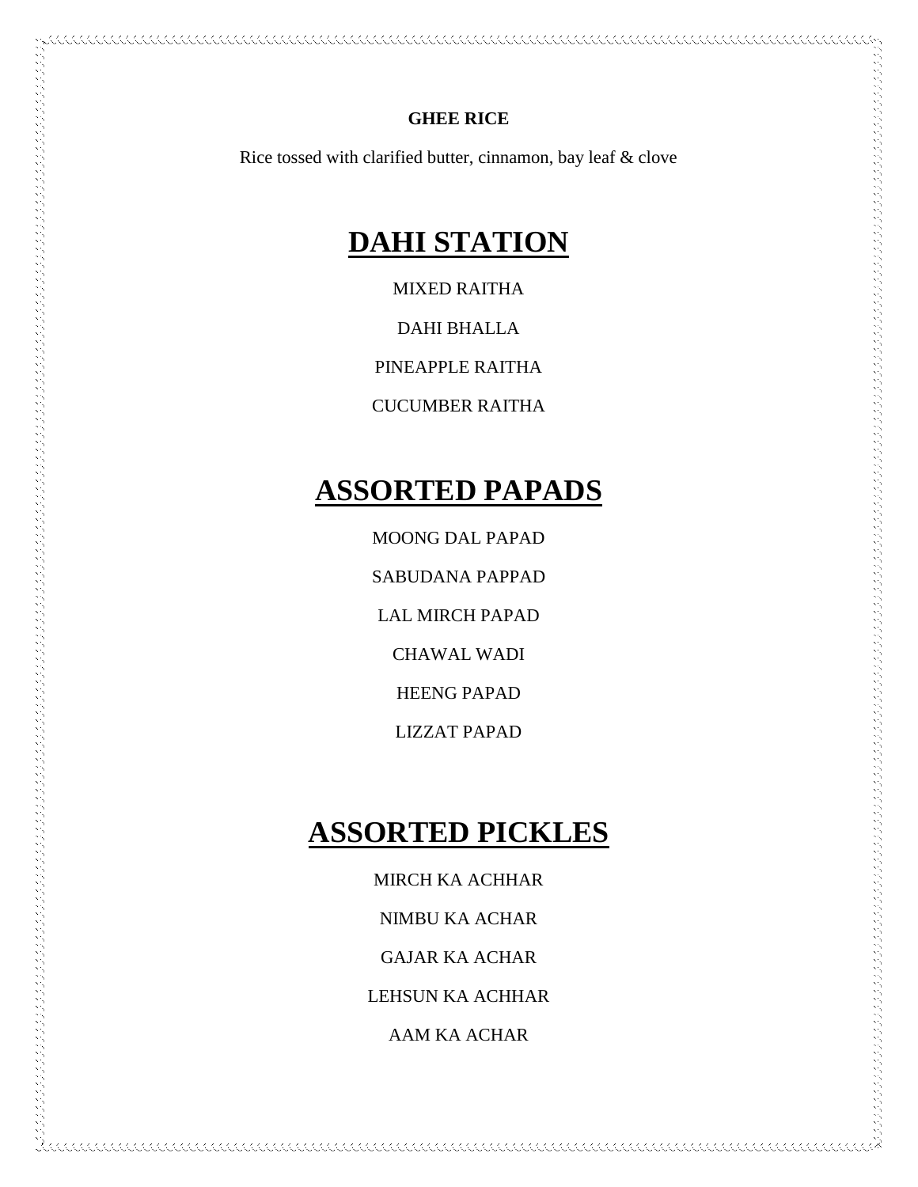**GHEE RICE**

Rice tossed with clarified butter, cinnamon, bay leaf & clove

# DAHI STATION

MIXED RAITHA

DAHI BHALLA

PINEAPPLE RAITHA

CUCUMBER RAITHA

# ASSORTED PAPADS

MOONG DAL PAPAD

SABUDANA PAPPAD

LAL MIRCH PAPAD

CHAWAL WADI

HEENG PAPAD

LIZZAT PAPAD

# ASSORTED PICKLES

MIRCH KA ACHHAR

NIMBU KA ACHAR

GAJAR KA ACHAR

LEHSUN KA ACHHAR

AAM KA ACHAR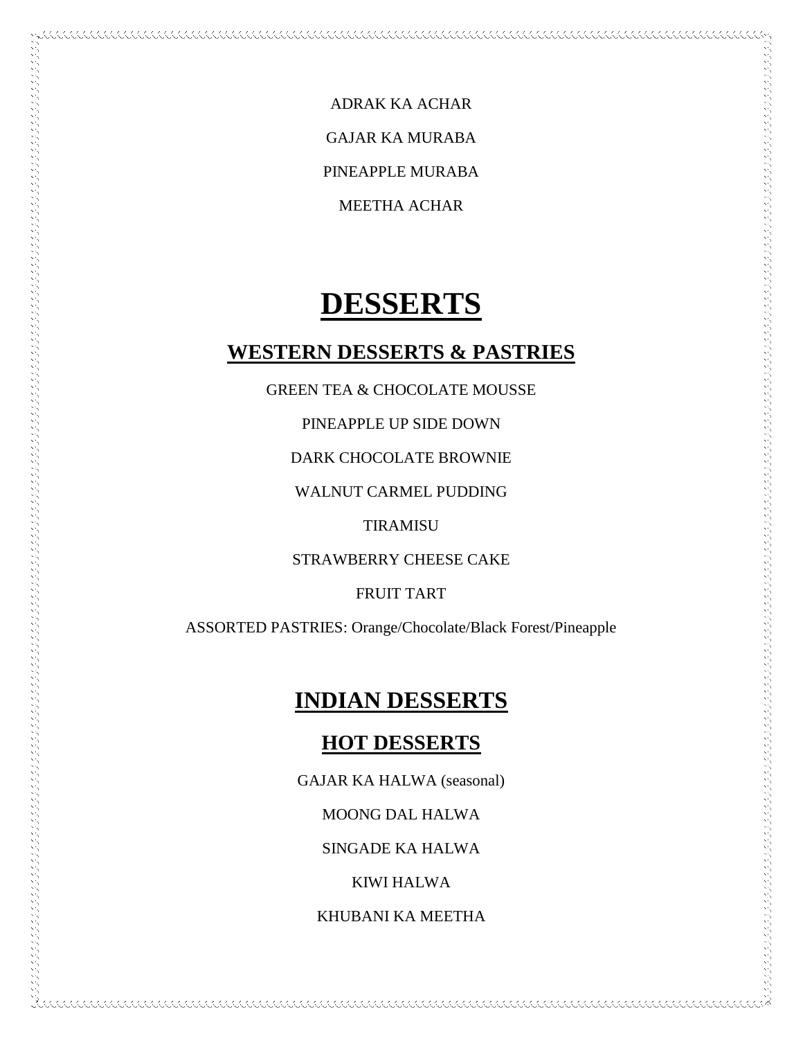ADRAK KA ACHAR

GAJAR KA MURABA

PINEAPPLE MURABA

MEETHA ACHAR

# DESSERTS

## WESTERN DESSERTS & PASTRIES

GREEN TEA & CHOCOLATE MOUSSE

PINEAPPLE UP SIDE DOWN

DARK CHOCOLATE BROWNIE

WALNUT CARMEL PUDDING

TIRAMISU

STRAWBERRY CHEESE CAKE

FRUIT TART

ASSORTED PASTRIES: Orange/Chocolate/Black Forest/Pineapple

## INDIAN DESSERTS

### HOT DESSERTS

GAJAR KA HALWA (seasonal)

MOONG DAL HALWA

SINGADE KA HALWA

KIWI HALWA

KHUBANI KA MEETHA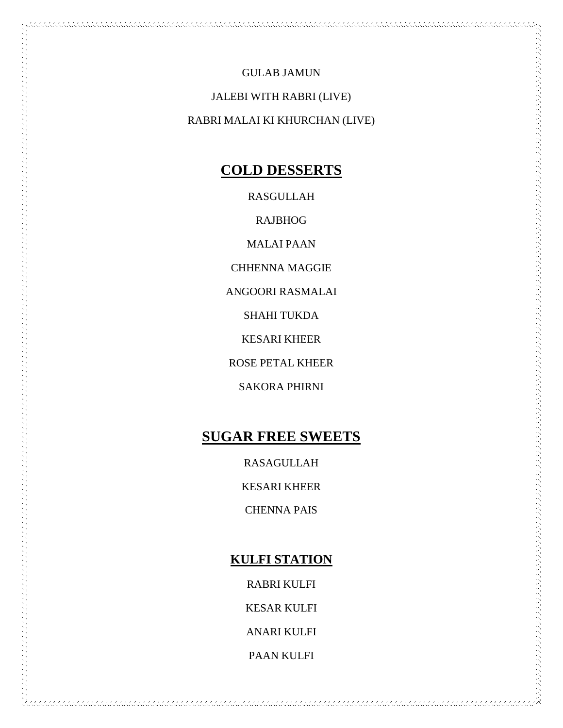GULAB JAMUN

JALEBI WITH RABRI (LIVE)

RABRI MALAI KI KHURCHAN (LIVE)

## COLD DESSERTS

RASGULLAH

RAJBHOG

MALAI PAAN

CHHENNA MAGGIE

ANGOORI RASMALAI

SHAHI TUKDA

KESARI KHEER

ROSE PETAL KHEER

SAKORA PHIRNI

## SUGAR FREE SWEETS

RASAGULLAH

KESARI KHEER

CHENNA PAIS

## KULFI STATION

RABRI KULFI

KESAR KULFI

ANARI KULFI

PAAN KULFI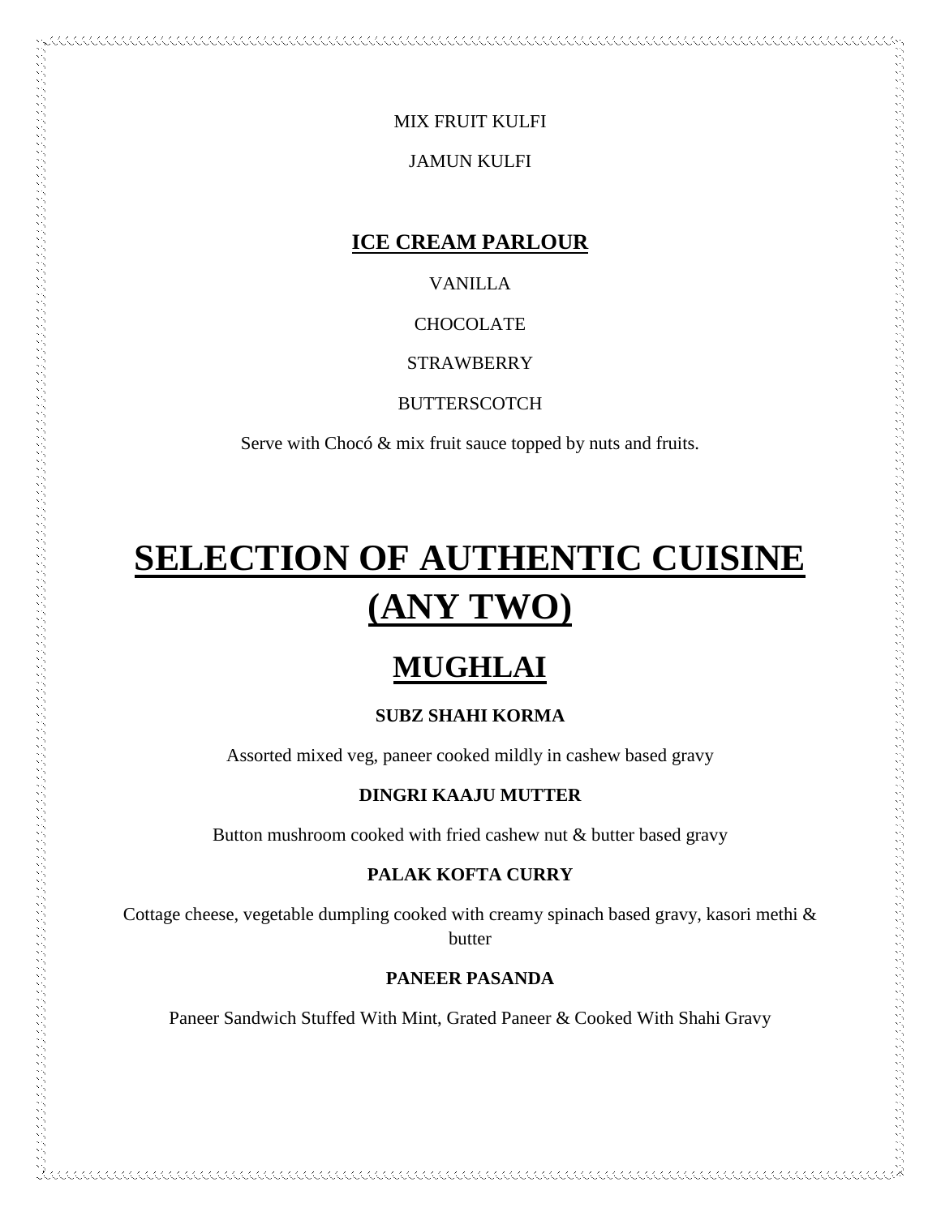MIX FRUIT KULFI

JAMUN KULFI

## ICE CREAM PARLOUR

VANILLA

CHOCOLATE

STRAWBERRY

BUTTERSCOTCH

Serve with Chocó & mix fruit sauce topped by nuts and fruits.

# SELECTION OF AUTHENTIC CUISINE (ANY TWO)

## MUGHLAI

**SUBZ SHAHI KORMA**

Assorted mixed veg, paneer cooked mildly in cashew based gravy

**DINGRI KAAJU MUTTER**

Button mushroom cooked with fried cashew nut & butter based gravy

**PALAK KOFTA CURRY**

Cottage cheese, vegetable dumpling cooked with creamy spinach based gravy, kasori methi & butter

**PANEER PASANDA**

Paneer Sandwich Stuffed With Mint, Grated Paneer & Cooked With Shahi Gravy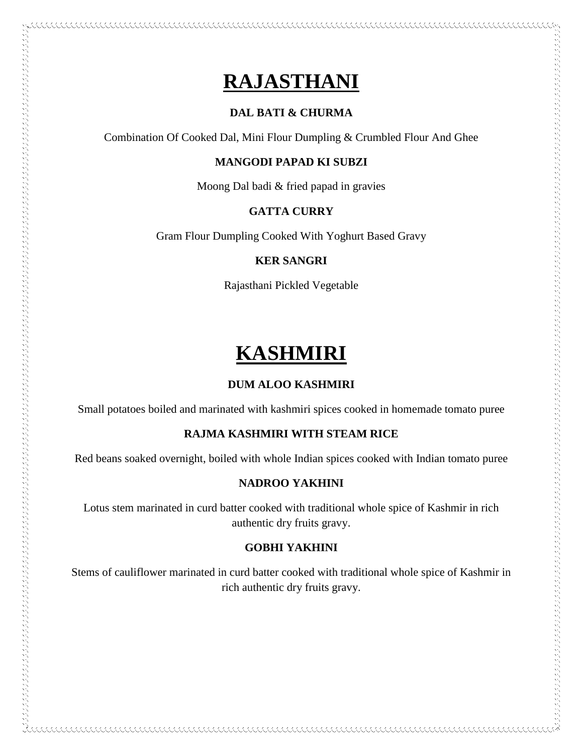# RAJASTHANI

**DAL BATI & CHURMA**

Combination Of Cooked Dal, Mini Flour Dumpling & Crumbled Flour And Ghee

**MANGODI PAPAD KI SUBZI**

Moong Dal badi & fried papad in gravies

**GATTA CURRY**

Gram Flour Dumpling Cooked With Yoghurt Based Gravy

**KER SANGRI**

Rajasthani Pickled Vegetable

# KASHMIRI

**DUM ALOO KASHMIRI**

Small potatoes boiled and marinated with kashmiri spices cooked in homemade tomato puree

**RAJMA KASHMIRI WITH STEAM RICE**

Red beans soaked overnight, boiled with whole Indian spices cooked with Indian tomato puree

**NADROO YAKHINI**

Lotus stem marinated in curd batter cooked with traditional whole spice of Kashmir in rich authentic dry fruits gravy.

**GOBHI YAKHINI**

Stems of cauliflower marinated in curd batter cooked with traditional whole spice of Kashmir in rich authentic dry fruits gravy.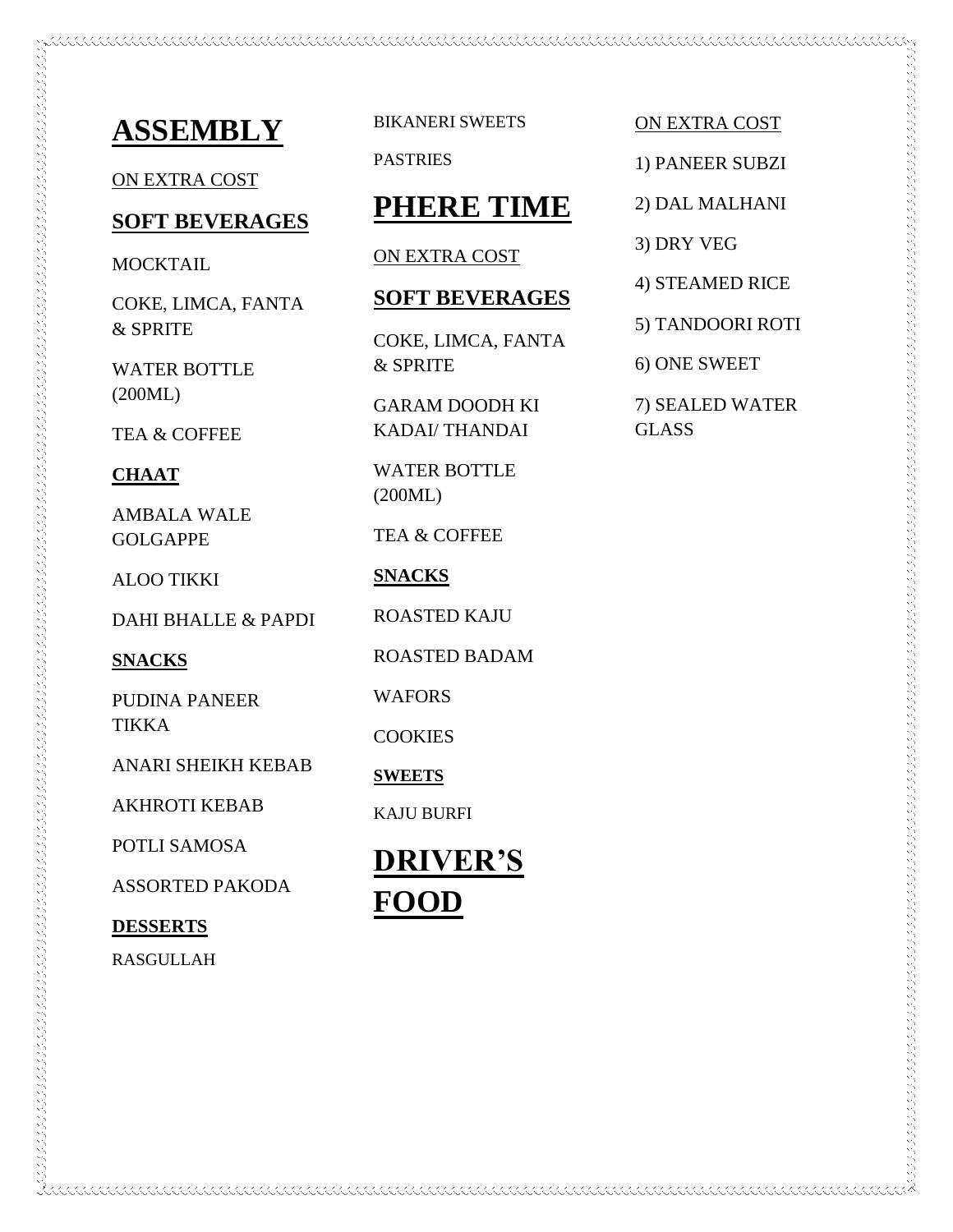# ASSEMBLY

ON EXTRA COST

## SOFT BEVERAGES

MOCKTAIL

COKE, LIMCA, FANTA & SPRITE

WATER BOTTLE (200ML)

TEA & COFFEE

**CHAAT**

AMBALA WALE GOLGAPPE

ALOO TIKKI

DAHI BHALLE & PAPDI

**SNACKS**

PUDINA PANEER TIKKA

ANARI SHEIKH KEBAB

AKHROTI KEBAB

POTLI SAMOSA

ASSORTED PAKODA

**DESSERTS**

RASGULLAH

BIKANERI SWEETS

PASTRIES

# PHERE TIME

ON EXTRA COST

## SOFT BEVERAGES

COKE, LIMCA, FANTA & SPRITE

GARAM DOODH KI KADAI/ THANDAI

WATER BOTTLE (200ML)

TEA & COFFEE

**SNACKS**

ROASTED KAJU

ROASTED BADAM

WAFORS

COOKIES

**SWEETS**

KAJU BURFI

# DRIVER'S FOOD

ON EXTRA COST

1) PANEER SUBZI
2) DAL MALHANI
3) DRY VEG
4) STEAMED RICE
5) TANDOORI ROTI
6) ONE SWEET
7) SEALED WATER GLASS